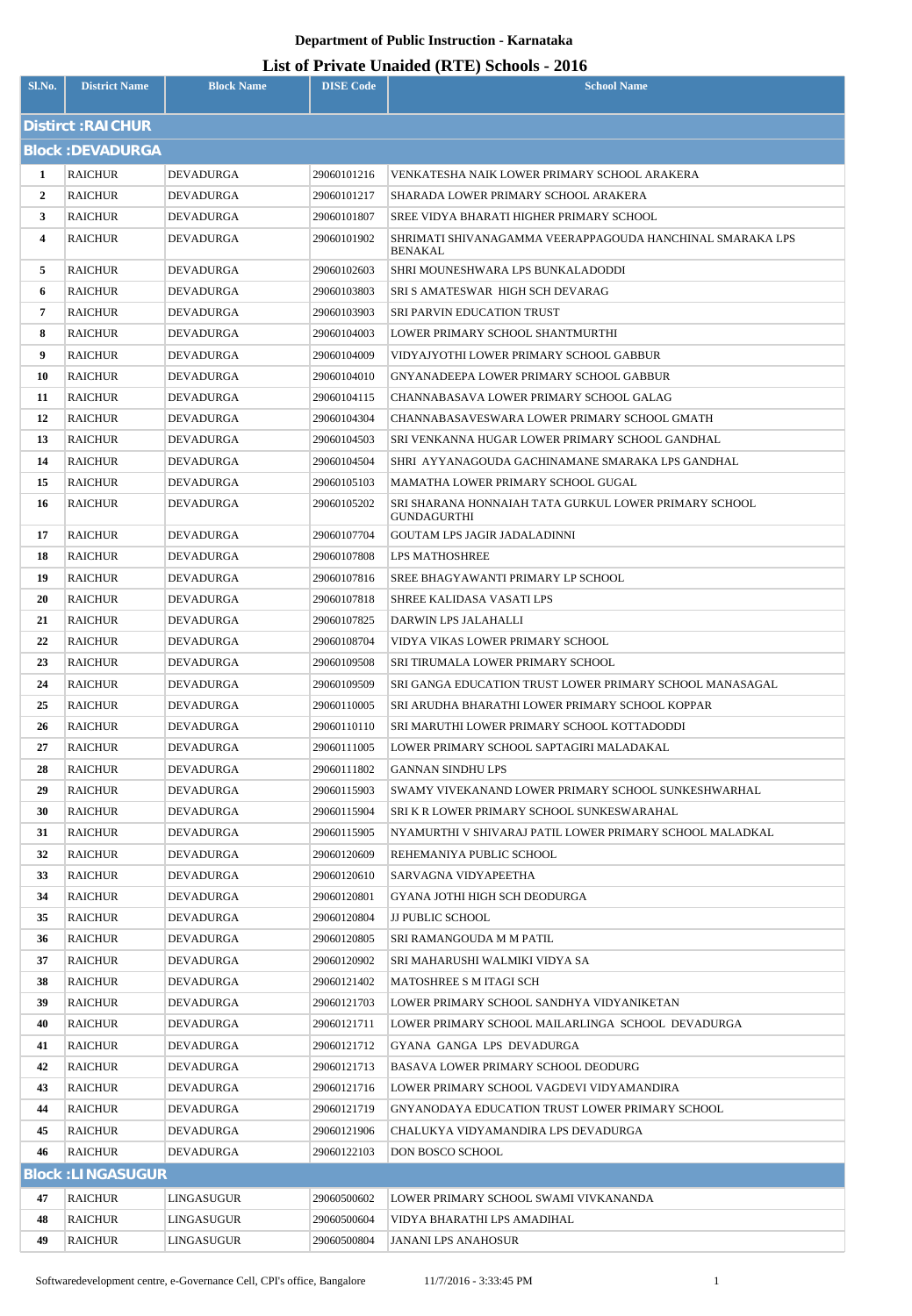# Department of Public Instruction - Karnataka

## List of Private Unaided (RTE) Schools - 2016

| Sl.No. | District Name | Block Name | DISE Code | School Name |
|---|---|---|---|---|
| **Distirct :RAICHUR** | | | | |
| **Block :DEVADURGA** | | | | |
| 1 | RAICHUR | DEVADURGA | 29060101216 | VENKATESHA NAIK LOWER PRIMARY SCHOOL ARAKERA |
| 2 | RAICHUR | DEVADURGA | 29060101217 | SHARADA LOWER PRIMARY SCHOOL ARAKERA |
| 3 | RAICHUR | DEVADURGA | 29060101807 | SREE VIDYA BHARATI HIGHER PRIMARY SCHOOL |
| 4 | RAICHUR | DEVADURGA | 29060101902 | SHRIMATI SHIVANAGAMMA VEERAPPAGOUDA HANCHINAL SMARAKA LPS BENAKAL |
| 5 | RAICHUR | DEVADURGA | 29060102603 | SHRI MOUNESHWARA LPS BUNKALADODDI |
| 6 | RAICHUR | DEVADURGA | 29060103803 | SRI S AMATESWAR HIGH SCH DEVARAG |
| 7 | RAICHUR | DEVADURGA | 29060103903 | SRI PARVIN EDUCATION TRUST |
| 8 | RAICHUR | DEVADURGA | 29060104003 | LOWER PRIMARY SCHOOL SHANTMURTHI |
| 9 | RAICHUR | DEVADURGA | 29060104009 | VIDYAJYOTHI LOWER PRIMARY SCHOOL GABBUR |
| 10 | RAICHUR | DEVADURGA | 29060104010 | GNYANADEEPA LOWER PRIMARY SCHOOL GABBUR |
| 11 | RAICHUR | DEVADURGA | 29060104115 | CHANNABASAVA LOWER PRIMARY SCHOOL GALAG |
| 12 | RAICHUR | DEVADURGA | 29060104304 | CHANNABASAVESWARA LOWER PRIMARY SCHOOL GMATH |
| 13 | RAICHUR | DEVADURGA | 29060104503 | SRI VENKANNA HUGAR LOWER PRIMARY SCHOOL GANDHAL |
| 14 | RAICHUR | DEVADURGA | 29060104504 | SHRI AYYANAGOUDA GACHINAMANE SMARAKA LPS GANDHAL |
| 15 | RAICHUR | DEVADURGA | 29060105103 | MAMATHA LOWER PRIMARY SCHOOL GUGAL |
| 16 | RAICHUR | DEVADURGA | 29060105202 | SRI SHARANA HONNAIAH TATA GURKUL LOWER PRIMARY SCHOOL GUNDAGURTHI |
| 17 | RAICHUR | DEVADURGA | 29060107704 | GOUTAM LPS JAGIR JADALADINNI |
| 18 | RAICHUR | DEVADURGA | 29060107808 | LPS MATHOSHREE |
| 19 | RAICHUR | DEVADURGA | 29060107816 | SREE BHAGYAWANTI PRIMARY LP SCHOOL |
| 20 | RAICHUR | DEVADURGA | 29060107818 | SHREE KALIDASA VASATI LPS |
| 21 | RAICHUR | DEVADURGA | 29060107825 | DARWIN LPS JALAHALLI |
| 22 | RAICHUR | DEVADURGA | 29060108704 | VIDYA VIKAS LOWER PRIMARY SCHOOL |
| 23 | RAICHUR | DEVADURGA | 29060109508 | SRI TIRUMALA LOWER PRIMARY SCHOOL |
| 24 | RAICHUR | DEVADURGA | 29060109509 | SRI GANGA EDUCATION TRUST LOWER PRIMARY SCHOOL MANASAGAL |
| 25 | RAICHUR | DEVADURGA | 29060110005 | SRI ARUDHA BHARATHI LOWER PRIMARY SCHOOL KOPPAR |
| 26 | RAICHUR | DEVADURGA | 29060110110 | SRI MARUTHI LOWER PRIMARY SCHOOL KOTTADODDI |
| 27 | RAICHUR | DEVADURGA | 29060111005 | LOWER PRIMARY SCHOOL SAPTAGIRI MALADAKAL |
| 28 | RAICHUR | DEVADURGA | 29060111802 | GANNAN SINDHU LPS |
| 29 | RAICHUR | DEVADURGA | 29060115903 | SWAMY VIVEKANAND LOWER PRIMARY SCHOOL SUNKESHWARHAL |
| 30 | RAICHUR | DEVADURGA | 29060115904 | SRI K R LOWER PRIMARY SCHOOL SUNKESWARAHAL |
| 31 | RAICHUR | DEVADURGA | 29060115905 | NYAMURTHI V SHIVARAJ PATIL LOWER PRIMARY SCHOOL MALADKAL |
| 32 | RAICHUR | DEVADURGA | 29060120609 | REHEMANIYA PUBLIC SCHOOL |
| 33 | RAICHUR | DEVADURGA | 29060120610 | SARVAGNA VIDYAPEETHA |
| 34 | RAICHUR | DEVADURGA | 29060120801 | GYANA JOTHI HIGH SCH DEODURGA |
| 35 | RAICHUR | DEVADURGA | 29060120804 | JJ PUBLIC SCHOOL |
| 36 | RAICHUR | DEVADURGA | 29060120805 | SRI RAMANGOUDA M M PATIL |
| 37 | RAICHUR | DEVADURGA | 29060120902 | SRI MAHARUSHI WALMIKI VIDYA SA |
| 38 | RAICHUR | DEVADURGA | 29060121402 | MATOSHREE S M ITAGI SCH |
| 39 | RAICHUR | DEVADURGA | 29060121703 | LOWER PRIMARY SCHOOL SANDHYA VIDYANIKETAN |
| 40 | RAICHUR | DEVADURGA | 29060121711 | LOWER PRIMARY SCHOOL MAILARLINGA SCHOOL DEVADURGA |
| 41 | RAICHUR | DEVADURGA | 29060121712 | GYANA GANGA LPS DEVADURGA |
| 42 | RAICHUR | DEVADURGA | 29060121713 | BASAVA LOWER PRIMARY SCHOOL DEODURG |
| 43 | RAICHUR | DEVADURGA | 29060121716 | LOWER PRIMARY SCHOOL VAGDEVI VIDYAMANDIRA |
| 44 | RAICHUR | DEVADURGA | 29060121719 | GNYANODAYA EDUCATION TRUST LOWER PRIMARY SCHOOL |
| 45 | RAICHUR | DEVADURGA | 29060121906 | CHALUKYA VIDYAMANDIRA LPS DEVADURGA |
| 46 | RAICHUR | DEVADURGA | 29060122103 | DON BOSCO SCHOOL |
| **Block :LINGASUGUR** | | | | |
| 47 | RAICHUR | LINGASUGUR | 29060500602 | LOWER PRIMARY SCHOOL SWAMI VIVKANANDA |
| 48 | RAICHUR | LINGASUGUR | 29060500604 | VIDYA BHARATHI LPS AMADIHAL |
| 49 | RAICHUR | LINGASUGUR | 29060500804 | JANANI LPS ANAHOSUR |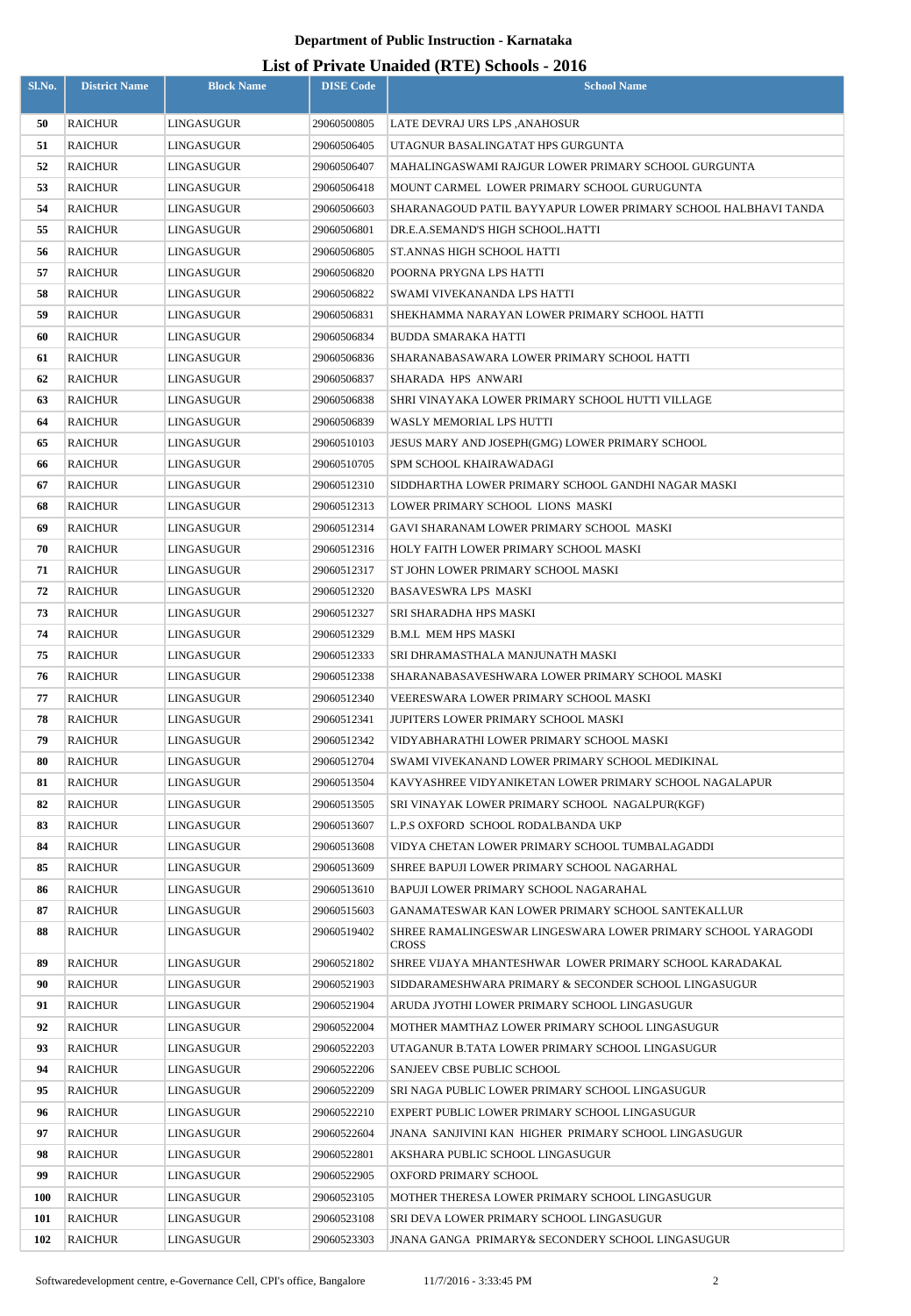**Department of Public Instruction - Karnataka**

## List of Private Unaided (RTE) Schools - 2016

| Sl.No. | District Name | Block Name | DISE Code | School Name |
|---|---|---|---|---|
| 50 | RAICHUR | LINGASUGUR | 29060500805 | LATE DEVRAJ URS LPS ,ANAHOSUR |
| 51 | RAICHUR | LINGASUGUR | 29060506405 | UTAGNUR BASALINGATAT HPS GURGUNTA |
| 52 | RAICHUR | LINGASUGUR | 29060506407 | MAHALINGASWAMI RAJGUR LOWER PRIMARY SCHOOL GURGUNTA |
| 53 | RAICHUR | LINGASUGUR | 29060506418 | MOUNT CARMEL LOWER PRIMARY SCHOOL GURUGUNTA |
| 54 | RAICHUR | LINGASUGUR | 29060506603 | SHARANAGOUD PATIL BAYYAPUR LOWER PRIMARY SCHOOL HALBHAVI TANDA |
| 55 | RAICHUR | LINGASUGUR | 29060506801 | DR.E.A.SEMAND'S HIGH SCHOOL.HATTI |
| 56 | RAICHUR | LINGASUGUR | 29060506805 | ST.ANNAS HIGH SCHOOL HATTI |
| 57 | RAICHUR | LINGASUGUR | 29060506820 | POORNA PRYGNA LPS HATTI |
| 58 | RAICHUR | LINGASUGUR | 29060506822 | SWAMI VIVEKANANDA LPS HATTI |
| 59 | RAICHUR | LINGASUGUR | 29060506831 | SHEKHAMMA NARAYAN LOWER PRIMARY SCHOOL HATTI |
| 60 | RAICHUR | LINGASUGUR | 29060506834 | BUDDA SMARAKA HATTI |
| 61 | RAICHUR | LINGASUGUR | 29060506836 | SHARANABASAWARA LOWER PRIMARY SCHOOL HATTI |
| 62 | RAICHUR | LINGASUGUR | 29060506837 | SHARADA HPS ANWARI |
| 63 | RAICHUR | LINGASUGUR | 29060506838 | SHRI VINAYAKA LOWER PRIMARY SCHOOL HUTTI VILLAGE |
| 64 | RAICHUR | LINGASUGUR | 29060506839 | WASLY MEMORIAL LPS HUTTI |
| 65 | RAICHUR | LINGASUGUR | 29060510103 | JESUS MARY AND JOSEPH(GMG) LOWER PRIMARY SCHOOL |
| 66 | RAICHUR | LINGASUGUR | 29060510705 | SPM SCHOOL KHAIRAWADAGI |
| 67 | RAICHUR | LINGASUGUR | 29060512310 | SIDDHARTHA LOWER PRIMARY SCHOOL GANDHI NAGAR MASKI |
| 68 | RAICHUR | LINGASUGUR | 29060512313 | LOWER PRIMARY SCHOOL LIONS MASKI |
| 69 | RAICHUR | LINGASUGUR | 29060512314 | GAVI SHARANAM LOWER PRIMARY SCHOOL MASKI |
| 70 | RAICHUR | LINGASUGUR | 29060512316 | HOLY FAITH LOWER PRIMARY SCHOOL MASKI |
| 71 | RAICHUR | LINGASUGUR | 29060512317 | ST JOHN LOWER PRIMARY SCHOOL MASKI |
| 72 | RAICHUR | LINGASUGUR | 29060512320 | BASAVESWRA LPS MASKI |
| 73 | RAICHUR | LINGASUGUR | 29060512327 | SRI SHARADHA HPS MASKI |
| 74 | RAICHUR | LINGASUGUR | 29060512329 | B.M.L MEM HPS MASKI |
| 75 | RAICHUR | LINGASUGUR | 29060512333 | SRI DHRAMASTHALA MANJUNATH MASKI |
| 76 | RAICHUR | LINGASUGUR | 29060512338 | SHARANABASAVESHWARA LOWER PRIMARY SCHOOL MASKI |
| 77 | RAICHUR | LINGASUGUR | 29060512340 | VEERESWARA LOWER PRIMARY SCHOOL MASKI |
| 78 | RAICHUR | LINGASUGUR | 29060512341 | JUPITERS LOWER PRIMARY SCHOOL MASKI |
| 79 | RAICHUR | LINGASUGUR | 29060512342 | VIDYABHARATHI LOWER PRIMARY SCHOOL MASKI |
| 80 | RAICHUR | LINGASUGUR | 29060512704 | SWAMI VIVEKANAND LOWER PRIMARY SCHOOL MEDIKINAL |
| 81 | RAICHUR | LINGASUGUR | 29060513504 | KAVYASHREE VIDYANIKETAN LOWER PRIMARY SCHOOL NAGALAPUR |
| 82 | RAICHUR | LINGASUGUR | 29060513505 | SRI VINAYAK LOWER PRIMARY SCHOOL NAGALPUR(KGF) |
| 83 | RAICHUR | LINGASUGUR | 29060513607 | L.P.S OXFORD SCHOOL RODALBANDA UKP |
| 84 | RAICHUR | LINGASUGUR | 29060513608 | VIDYA CHETAN LOWER PRIMARY SCHOOL TUMBALAGADDI |
| 85 | RAICHUR | LINGASUGUR | 29060513609 | SHREE BAPUJI LOWER PRIMARY SCHOOL NAGARHAL |
| 86 | RAICHUR | LINGASUGUR | 29060513610 | BAPUJI LOWER PRIMARY SCHOOL NAGARAHAL |
| 87 | RAICHUR | LINGASUGUR | 29060515603 | GANAMATESWAR KAN LOWER PRIMARY SCHOOL SANTEKALLUR |
| 88 | RAICHUR | LINGASUGUR | 29060519402 | SHREE RAMALINGESWAR LINGESWARA LOWER PRIMARY SCHOOL YARAGODI CROSS |
| 89 | RAICHUR | LINGASUGUR | 29060521802 | SHREE VIJAYA MHANTESHWAR LOWER PRIMARY SCHOOL KARADAKAL |
| 90 | RAICHUR | LINGASUGUR | 29060521903 | SIDDARAMESHWARA PRIMARY & SECONDER SCHOOL LINGASUGUR |
| 91 | RAICHUR | LINGASUGUR | 29060521904 | ARUDA JYOTHI LOWER PRIMARY SCHOOL LINGASUGUR |
| 92 | RAICHUR | LINGASUGUR | 29060522004 | MOTHER MAMTHAZ LOWER PRIMARY SCHOOL LINGASUGUR |
| 93 | RAICHUR | LINGASUGUR | 29060522203 | UTAGANUR B.TATA LOWER PRIMARY SCHOOL LINGASUGUR |
| 94 | RAICHUR | LINGASUGUR | 29060522206 | SANJEEV CBSE PUBLIC SCHOOL |
| 95 | RAICHUR | LINGASUGUR | 29060522209 | SRI NAGA PUBLIC LOWER PRIMARY SCHOOL LINGASUGUR |
| 96 | RAICHUR | LINGASUGUR | 29060522210 | EXPERT PUBLIC LOWER PRIMARY SCHOOL LINGASUGUR |
| 97 | RAICHUR | LINGASUGUR | 29060522604 | JNANA SANJIVINI KAN HIGHER PRIMARY SCHOOL LINGASUGUR |
| 98 | RAICHUR | LINGASUGUR | 29060522801 | AKSHARA PUBLIC SCHOOL LINGASUGUR |
| 99 | RAICHUR | LINGASUGUR | 29060522905 | OXFORD PRIMARY SCHOOL |
| 100 | RAICHUR | LINGASUGUR | 29060523105 | MOTHER THERESA LOWER PRIMARY SCHOOL LINGASUGUR |
| 101 | RAICHUR | LINGASUGUR | 29060523108 | SRI DEVA LOWER PRIMARY SCHOOL LINGASUGUR |
| 102 | RAICHUR | LINGASUGUR | 29060523303 | JNANA GANGA PRIMARY& SECONDERY SCHOOL LINGASUGUR |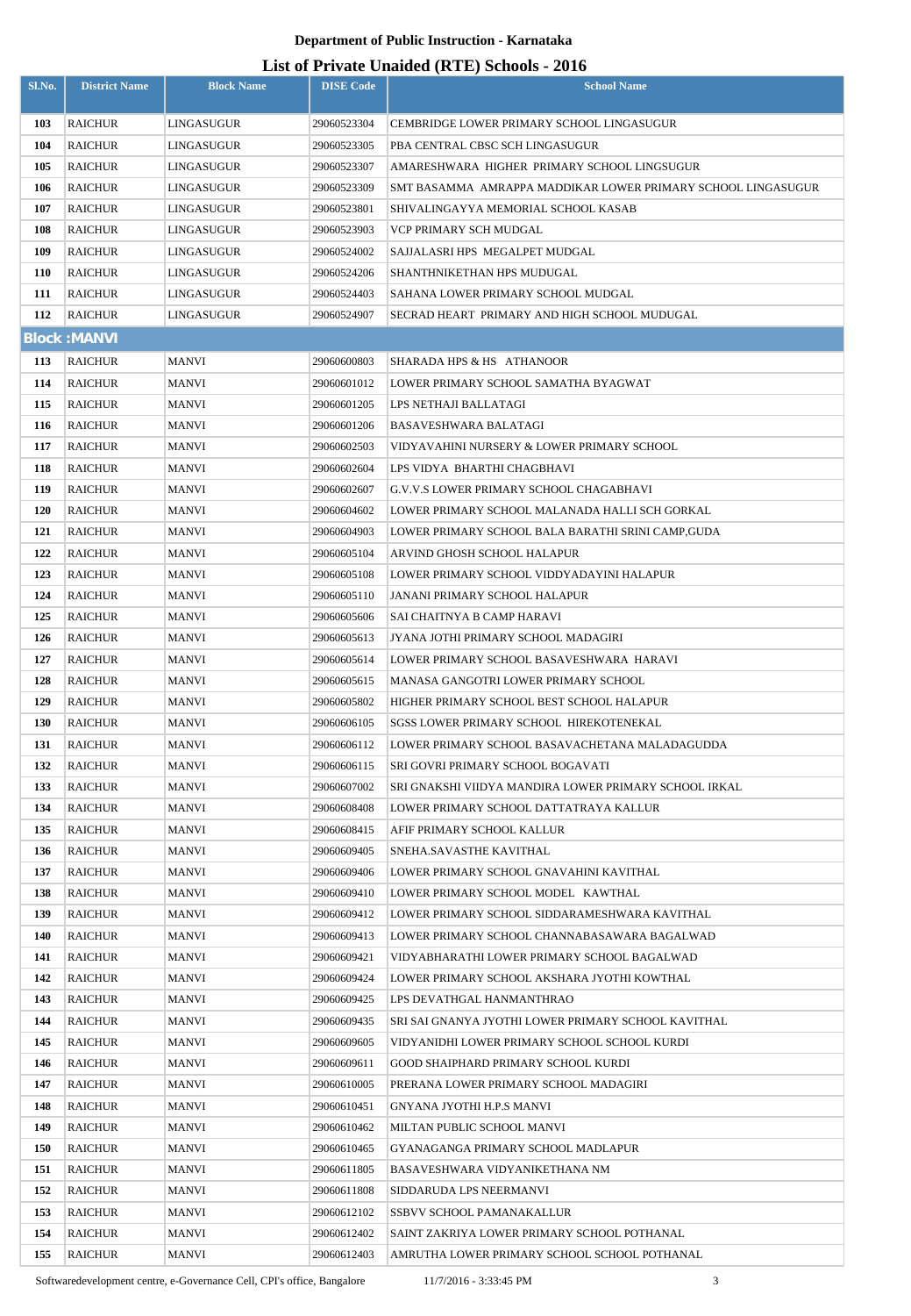**Department of Public Instruction - Karnataka**

**List of Private Unaided (RTE) Schools - 2016**

| Sl.No. | District Name | Block Name | DISE Code | School Name |
|---|---|---|---|---|
| 103 | RAICHUR | LINGASUGUR | 29060523304 | CEMBRIDGE LOWER PRIMARY SCHOOL LINGASUGUR |
| 104 | RAICHUR | LINGASUGUR | 29060523305 | PBA CENTRAL CBSC SCH LINGASUGUR |
| 105 | RAICHUR | LINGASUGUR | 29060523307 | AMARESHWARA HIGHER PRIMARY SCHOOL LINGSUGUR |
| 106 | RAICHUR | LINGASUGUR | 29060523309 | SMT BASAMMA AMRAPPA MADDIKAR LOWER PRIMARY SCHOOL LINGASUGUR |
| 107 | RAICHUR | LINGASUGUR | 29060523801 | SHIVALINGAYYA MEMORIAL SCHOOL KASAB |
| 108 | RAICHUR | LINGASUGUR | 29060523903 | VCP PRIMARY SCH MUDGAL |
| 109 | RAICHUR | LINGASUGUR | 29060524002 | SAJJALASRI HPS MEGALPET MUDGAL |
| 110 | RAICHUR | LINGASUGUR | 29060524206 | SHANTHNIKETHAN HPS MUDUGAL |
| 111 | RAICHUR | LINGASUGUR | 29060524403 | SAHANA LOWER PRIMARY SCHOOL MUDGAL |
| 112 | RAICHUR | LINGASUGUR | 29060524907 | SECRAD HEART PRIMARY AND HIGH SCHOOL MUDUGAL |
| **Block :MANVI** | | | | |
| 113 | RAICHUR | MANVI | 29060600803 | SHARADA HPS & HS ATHANOOR |
| 114 | RAICHUR | MANVI | 29060601012 | LOWER PRIMARY SCHOOL SAMATHA BYAGWAT |
| 115 | RAICHUR | MANVI | 29060601205 | LPS NETHAJI BALLATAGI |
| 116 | RAICHUR | MANVI | 29060601206 | BASAVESHWARA BALATAGI |
| 117 | RAICHUR | MANVI | 29060602503 | VIDYAVAHINI NURSERY & LOWER PRIMARY SCHOOL |
| 118 | RAICHUR | MANVI | 29060602604 | LPS VIDYA BHARTHI CHAGBHAVI |
| 119 | RAICHUR | MANVI | 29060602607 | G.V.V.S LOWER PRIMARY SCHOOL CHAGABHAVI |
| 120 | RAICHUR | MANVI | 29060604602 | LOWER PRIMARY SCHOOL MALANADA HALLI SCH GORKAL |
| 121 | RAICHUR | MANVI | 29060604903 | LOWER PRIMARY SCHOOL BALA BARATHI SRINI CAMP,GUDA |
| 122 | RAICHUR | MANVI | 29060605104 | ARVIND GHOSH SCHOOL HALAPUR |
| 123 | RAICHUR | MANVI | 29060605108 | LOWER PRIMARY SCHOOL VIDDYADAYINI HALAPUR |
| 124 | RAICHUR | MANVI | 29060605110 | JANANI PRIMARY SCHOOL HALAPUR |
| 125 | RAICHUR | MANVI | 29060605606 | SAI CHAITNYA B CAMP HARAVI |
| 126 | RAICHUR | MANVI | 29060605613 | JYANA JOTHI PRIMARY SCHOOL MADAGIRI |
| 127 | RAICHUR | MANVI | 29060605614 | LOWER PRIMARY SCHOOL BASAVESHWARA HARAVI |
| 128 | RAICHUR | MANVI | 29060605615 | MANASA GANGOTRI LOWER PRIMARY SCHOOL |
| 129 | RAICHUR | MANVI | 29060605802 | HIGHER PRIMARY SCHOOL BEST SCHOOL HALAPUR |
| 130 | RAICHUR | MANVI | 29060606105 | SGSS LOWER PRIMARY SCHOOL HIREKOTENEKAL |
| 131 | RAICHUR | MANVI | 29060606112 | LOWER PRIMARY SCHOOL BASAVACHETANA MALADAGUDDA |
| 132 | RAICHUR | MANVI | 29060606115 | SRI GOVRI PRIMARY SCHOOL BOGAVATI |
| 133 | RAICHUR | MANVI | 29060607002 | SRI GNAKSHI VIIDYA MANDIRA LOWER PRIMARY SCHOOL IRKAL |
| 134 | RAICHUR | MANVI | 29060608408 | LOWER PRIMARY SCHOOL DATTATRAYA KALLUR |
| 135 | RAICHUR | MANVI | 29060608415 | AFIF PRIMARY SCHOOL KALLUR |
| 136 | RAICHUR | MANVI | 29060609405 | SNEHA.SAVASTHE KAVITHAL |
| 137 | RAICHUR | MANVI | 29060609406 | LOWER PRIMARY SCHOOL GNAVAHINI KAVITHAL |
| 138 | RAICHUR | MANVI | 29060609410 | LOWER PRIMARY SCHOOL MODEL KAWTHAL |
| 139 | RAICHUR | MANVI | 29060609412 | LOWER PRIMARY SCHOOL SIDDARAMESHWARA KAVITHAL |
| 140 | RAICHUR | MANVI | 29060609413 | LOWER PRIMARY SCHOOL CHANNABASAWARA BAGALWAD |
| 141 | RAICHUR | MANVI | 29060609421 | VIDYABHARATHI LOWER PRIMARY SCHOOL BAGALWAD |
| 142 | RAICHUR | MANVI | 29060609424 | LOWER PRIMARY SCHOOL AKSHARA JYOTHI KOWTHAL |
| 143 | RAICHUR | MANVI | 29060609425 | LPS DEVATHGAL HANMANTHRAO |
| 144 | RAICHUR | MANVI | 29060609435 | SRI SAI GNANYA JYOTHI LOWER PRIMARY SCHOOL KAVITHAL |
| 145 | RAICHUR | MANVI | 29060609605 | VIDYANIDHI LOWER PRIMARY SCHOOL SCHOOL KURDI |
| 146 | RAICHUR | MANVI | 29060609611 | GOOD SHAIPHARD PRIMARY SCHOOL KURDI |
| 147 | RAICHUR | MANVI | 29060610005 | PRERANA LOWER PRIMARY SCHOOL MADAGIRI |
| 148 | RAICHUR | MANVI | 29060610451 | GNYANA JYOTHI H.P.S MANVI |
| 149 | RAICHUR | MANVI | 29060610462 | MILTAN PUBLIC SCHOOL MANVI |
| 150 | RAICHUR | MANVI | 29060610465 | GYANAGANGA PRIMARY SCHOOL MADLAPUR |
| 151 | RAICHUR | MANVI | 29060611805 | BASAVESHWARA VIDYANIKETHANA NM |
| 152 | RAICHUR | MANVI | 29060611808 | SIDDARUDA LPS NEERMANVI |
| 153 | RAICHUR | MANVI | 29060612102 | SSBVV SCHOOL PAMANAKALLUR |
| 154 | RAICHUR | MANVI | 29060612402 | SAINT ZAKRIYA LOWER PRIMARY SCHOOL POTHANAL |
| 155 | RAICHUR | MANVI | 29060612403 | AMRUTHA LOWER PRIMARY SCHOOL SCHOOL POTHANAL |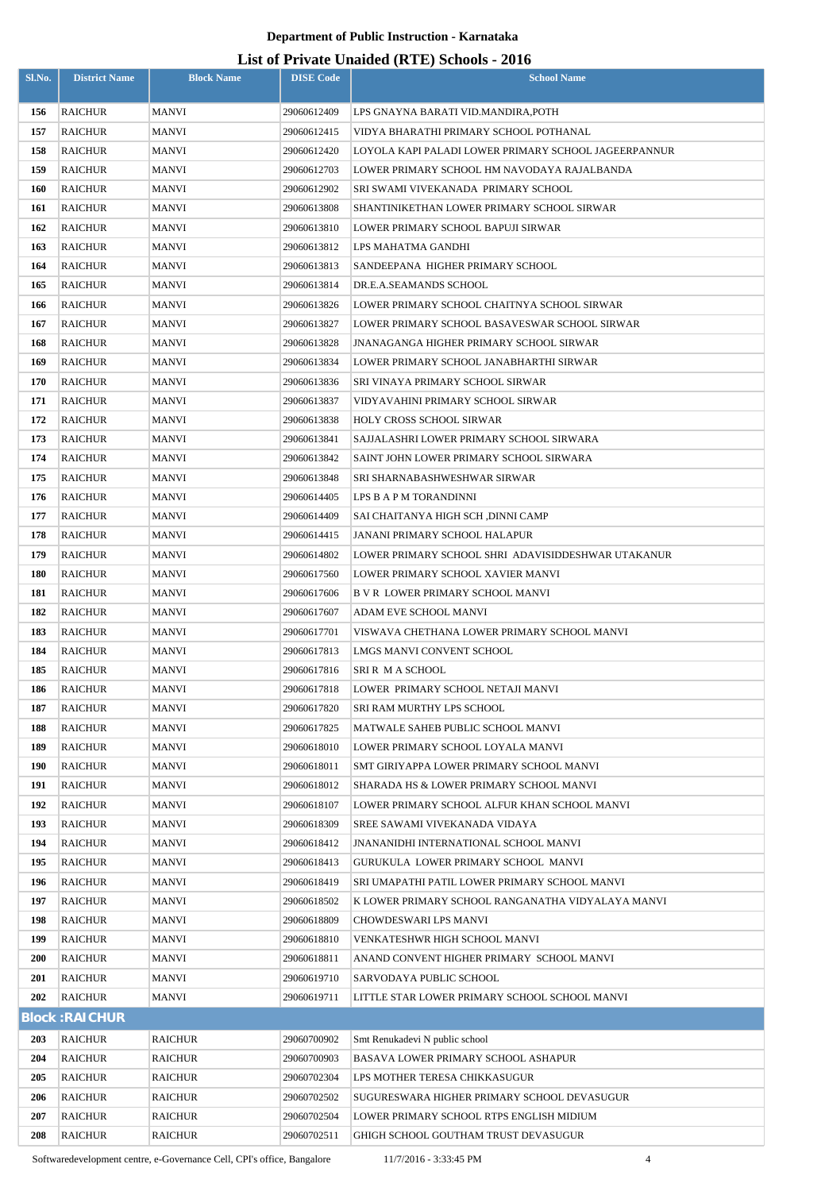**Department of Public Instruction - Karnataka**

# List of Private Unaided (RTE) Schools - 2016

| Sl.No. | District Name | Block Name | DISE Code | School Name |
|---|---|---|---|---|
| 156 | RAICHUR | MANVI | 29060612409 | LPS GNAYNA BARATI VID.MANDIRA,POTH |
| 157 | RAICHUR | MANVI | 29060612415 | VIDYA BHARATHI PRIMARY SCHOOL POTHANAL |
| 158 | RAICHUR | MANVI | 29060612420 | LOYOLA KAPI PALADI LOWER PRIMARY SCHOOL JAGEERPANNUR |
| 159 | RAICHUR | MANVI | 29060612703 | LOWER PRIMARY SCHOOL HM NAVODAYA RAJALBANDA |
| 160 | RAICHUR | MANVI | 29060612902 | SRI SWAMI VIVEKANADA PRIMARY SCHOOL |
| 161 | RAICHUR | MANVI | 29060613808 | SHANTINIKETHAN LOWER PRIMARY SCHOOL SIRWAR |
| 162 | RAICHUR | MANVI | 29060613810 | LOWER PRIMARY SCHOOL BAPUJI SIRWAR |
| 163 | RAICHUR | MANVI | 29060613812 | LPS MAHATMA GANDHI |
| 164 | RAICHUR | MANVI | 29060613813 | SANDEEPANA HIGHER PRIMARY SCHOOL |
| 165 | RAICHUR | MANVI | 29060613814 | DR.E.A.SEAMANDS SCHOOL |
| 166 | RAICHUR | MANVI | 29060613826 | LOWER PRIMARY SCHOOL CHAITNYA SCHOOL SIRWAR |
| 167 | RAICHUR | MANVI | 29060613827 | LOWER PRIMARY SCHOOL BASAVESWAR SCHOOL SIRWAR |
| 168 | RAICHUR | MANVI | 29060613828 | JNANAGANGA HIGHER PRIMARY SCHOOL SIRWAR |
| 169 | RAICHUR | MANVI | 29060613834 | LOWER PRIMARY SCHOOL JANABHARTHI SIRWAR |
| 170 | RAICHUR | MANVI | 29060613836 | SRI VINAYA PRIMARY SCHOOL SIRWAR |
| 171 | RAICHUR | MANVI | 29060613837 | VIDYAVAHINI PRIMARY SCHOOL SIRWAR |
| 172 | RAICHUR | MANVI | 29060613838 | HOLY CROSS SCHOOL SIRWAR |
| 173 | RAICHUR | MANVI | 29060613841 | SAJJALASHRI LOWER PRIMARY SCHOOL SIRWARA |
| 174 | RAICHUR | MANVI | 29060613842 | SAINT JOHN LOWER PRIMARY SCHOOL SIRWARA |
| 175 | RAICHUR | MANVI | 29060613848 | SRI SHARNABASHWESHWAR SIRWAR |
| 176 | RAICHUR | MANVI | 29060614405 | LPS B A P M TORANDINNI |
| 177 | RAICHUR | MANVI | 29060614409 | SAI CHAITANYA HIGH SCH ,DINNI CAMP |
| 178 | RAICHUR | MANVI | 29060614415 | JANANI PRIMARY SCHOOL HALAPUR |
| 179 | RAICHUR | MANVI | 29060614802 | LOWER PRIMARY SCHOOL SHRI ADAVISIDDESHWAR UTAKANUR |
| 180 | RAICHUR | MANVI | 29060617560 | LOWER PRIMARY SCHOOL XAVIER MANVI |
| 181 | RAICHUR | MANVI | 29060617606 | B V R LOWER PRIMARY SCHOOL MANVI |
| 182 | RAICHUR | MANVI | 29060617607 | ADAM EVE SCHOOL MANVI |
| 183 | RAICHUR | MANVI | 29060617701 | VISWAVA CHETHANA LOWER PRIMARY SCHOOL MANVI |
| 184 | RAICHUR | MANVI | 29060617813 | LMGS MANVI CONVENT SCHOOL |
| 185 | RAICHUR | MANVI | 29060617816 | SRI R M A SCHOOL |
| 186 | RAICHUR | MANVI | 29060617818 | LOWER PRIMARY SCHOOL NETAJI MANVI |
| 187 | RAICHUR | MANVI | 29060617820 | SRI RAM MURTHY LPS SCHOOL |
| 188 | RAICHUR | MANVI | 29060617825 | MATWALE SAHEB PUBLIC SCHOOL MANVI |
| 189 | RAICHUR | MANVI | 29060618010 | LOWER PRIMARY SCHOOL LOYALA MANVI |
| 190 | RAICHUR | MANVI | 29060618011 | SMT GIRIYAPPA LOWER PRIMARY SCHOOL MANVI |
| 191 | RAICHUR | MANVI | 29060618012 | SHARADA HS & LOWER PRIMARY SCHOOL MANVI |
| 192 | RAICHUR | MANVI | 29060618107 | LOWER PRIMARY SCHOOL ALFUR KHAN SCHOOL MANVI |
| 193 | RAICHUR | MANVI | 29060618309 | SREE SAWAMI VIVEKANADA VIDAYA |
| 194 | RAICHUR | MANVI | 29060618412 | JNANANIDHI INTERNATIONAL SCHOOL MANVI |
| 195 | RAICHUR | MANVI | 29060618413 | GURUKULA LOWER PRIMARY SCHOOL MANVI |
| 196 | RAICHUR | MANVI | 29060618419 | SRI UMAPATHI PATIL LOWER PRIMARY SCHOOL MANVI |
| 197 | RAICHUR | MANVI | 29060618502 | K LOWER PRIMARY SCHOOL RANGANATHA VIDYALAYA MANVI |
| 198 | RAICHUR | MANVI | 29060618809 | CHOWDESWARI LPS MANVI |
| 199 | RAICHUR | MANVI | 29060618810 | VENKATESHWR HIGH SCHOOL MANVI |
| 200 | RAICHUR | MANVI | 29060618811 | ANAND CONVENT HIGHER PRIMARY SCHOOL MANVI |
| 201 | RAICHUR | MANVI | 29060619710 | SARVODAYA PUBLIC SCHOOL |
| 202 | RAICHUR | MANVI | 29060619711 | LITTLE STAR LOWER PRIMARY SCHOOL SCHOOL MANVI |
| **Block :RAICHUR** | | | | |
| 203 | RAICHUR | RAICHUR | 29060700902 | Smt Renukadevi N public school |
| 204 | RAICHUR | RAICHUR | 29060700903 | BASAVA LOWER PRIMARY SCHOOL ASHAPUR |
| 205 | RAICHUR | RAICHUR | 29060702304 | LPS MOTHER TERESA CHIKKASUGUR |
| 206 | RAICHUR | RAICHUR | 29060702502 | SUGURESWARA HIGHER PRIMARY SCHOOL DEVASUGUR |
| 207 | RAICHUR | RAICHUR | 29060702504 | LOWER PRIMARY SCHOOL RTPS ENGLISH MIDIUM |
| 208 | RAICHUR | RAICHUR | 29060702511 | GHIGH SCHOOL GOUTHAM TRUST DEVASUGUR |

Softwaredevelopment centre, e-Governance Cell, CPI's office, Bangalore 11/7/2016 - 3:33:45 PM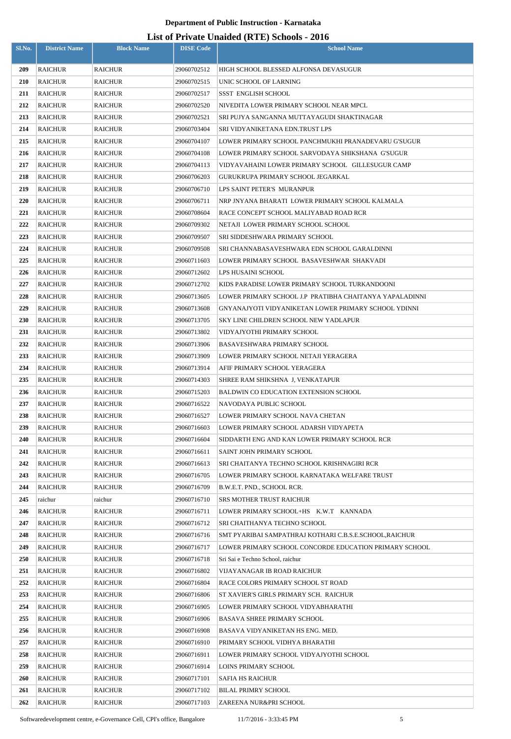**Department of Public Instruction - Karnataka**

# List of Private Unaided (RTE) Schools - 2016

| Sl.No. | District Name | Block Name | DISE Code | School Name |
|---|---|---|---|---|
| 209 | RAICHUR | RAICHUR | 29060702512 | HIGH SCHOOL BLESSED ALFONSA DEVASUGUR |
| 210 | RAICHUR | RAICHUR | 29060702515 | UNIC SCHOOL OF LARNING |
| 211 | RAICHUR | RAICHUR | 29060702517 | SSST ENGLISH SCHOOL |
| 212 | RAICHUR | RAICHUR | 29060702520 | NIVEDITA LOWER PRIMARY SCHOOL NEAR MPCL |
| 213 | RAICHUR | RAICHUR | 29060702521 | SRI PUJYA SANGANNA MUTTAYAGUDI SHAKTINAGAR |
| 214 | RAICHUR | RAICHUR | 29060703404 | SRI VIDYANIKETANA EDN.TRUST LPS |
| 215 | RAICHUR | RAICHUR | 29060704107 | LOWER PRIMARY SCHOOL PANCHMUKHI PRANADEVARU G'SUGUR |
| 216 | RAICHUR | RAICHUR | 29060704108 | LOWER PRIMARY SCHOOL SARVODAYA SHIKSHANA G'SUGUR |
| 217 | RAICHUR | RAICHUR | 29060704113 | VIDYAVAHAINI LOWER PRIMARY SCHOOL GILLESUGUR CAMP |
| 218 | RAICHUR | RAICHUR | 29060706203 | GURUKRUPA PRIMARY SCHOOL JEGARKAL |
| 219 | RAICHUR | RAICHUR | 29060706710 | LPS SAINT PETER'S MURANPUR |
| 220 | RAICHUR | RAICHUR | 29060706711 | NRP JNYANA BHARATI LOWER PRIMARY SCHOOL KALMALA |
| 221 | RAICHUR | RAICHUR | 29060708604 | RACE CONCEPT SCHOOL MALIYABAD ROAD RCR |
| 222 | RAICHUR | RAICHUR | 29060709302 | NETAJI LOWER PRIMARY SCHOOL SCHOOL |
| 223 | RAICHUR | RAICHUR | 29060709507 | SRI SIDDESHWARA PRIMARY SCHOOL |
| 224 | RAICHUR | RAICHUR | 29060709508 | SRI CHANNABASAVESHWARA EDN SCHOOL GARALDINNI |
| 225 | RAICHUR | RAICHUR | 29060711603 | LOWER PRIMARY SCHOOL BASAVESHWAR SHAKVADI |
| 226 | RAICHUR | RAICHUR | 29060712602 | LPS HUSAINI SCHOOL |
| 227 | RAICHUR | RAICHUR | 29060712702 | KIDS PARADISE LOWER PRIMARY SCHOOL TURKANDOONI |
| 228 | RAICHUR | RAICHUR | 29060713605 | LOWER PRIMARY SCHOOL J.P PRATIBHA CHAITANYA YAPALADINNI |
| 229 | RAICHUR | RAICHUR | 29060713608 | GNYANAJYOTI VIDYANIKETAN LOWER PRIMARY SCHOOL YDINNI |
| 230 | RAICHUR | RAICHUR | 29060713705 | SKY LINE CHILDREN SCHOOL NEW YADLAPUR |
| 231 | RAICHUR | RAICHUR | 29060713802 | VIDYAJYOTHI PRIMARY SCHOOL |
| 232 | RAICHUR | RAICHUR | 29060713906 | BASAVESHWARA PRIMARY SCHOOL |
| 233 | RAICHUR | RAICHUR | 29060713909 | LOWER PRIMARY SCHOOL NETAJI YERAGERA |
| 234 | RAICHUR | RAICHUR | 29060713914 | AFIF PRIMARY SCHOOL YERAGERA |
| 235 | RAICHUR | RAICHUR | 29060714303 | SHREE RAM SHIKSHNA J, VENKATAPUR |
| 236 | RAICHUR | RAICHUR | 29060715203 | BALDWIN CO EDUCATION EXTENSION SCHOOL |
| 237 | RAICHUR | RAICHUR | 29060716522 | NAVODAYA PUBLIC SCHOOL |
| 238 | RAICHUR | RAICHUR | 29060716527 | LOWER PRIMARY SCHOOL NAVA CHETAN |
| 239 | RAICHUR | RAICHUR | 29060716603 | LOWER PRIMARY SCHOOL ADARSH VIDYAPETA |
| 240 | RAICHUR | RAICHUR | 29060716604 | SIDDARTH ENG AND KAN LOWER PRIMARY SCHOOL RCR |
| 241 | RAICHUR | RAICHUR | 29060716611 | SAINT JOHN PRIMARY SCHOOL |
| 242 | RAICHUR | RAICHUR | 29060716613 | SRI CHAITANYA TECHNO SCHOOL KRISHNAGIRI RCR |
| 243 | RAICHUR | RAICHUR | 29060716705 | LOWER PRIMARY SCHOOL KARNATAKA WELFARE TRUST |
| 244 | RAICHUR | RAICHUR | 29060716709 | B.W.E.T. PND., SCHOOL RCR. |
| 245 | raichur | raichur | 29060716710 | SRS MOTHER TRUST RAICHUR |
| 246 | RAICHUR | RAICHUR | 29060716711 | LOWER PRIMARY SCHOOL+HS K.W.T KANNADA |
| 247 | RAICHUR | RAICHUR | 29060716712 | SRI CHAITHANYA TECHNO SCHOOL |
| 248 | RAICHUR | RAICHUR | 29060716716 | SMT PYARIBAI SAMPATHRAJ KOTHARI C.B.S.E.SCHOOL,RAICHUR |
| 249 | RAICHUR | RAICHUR | 29060716717 | LOWER PRIMARY SCHOOL CONCORDE EDUCATION PRIMARY SCHOOL |
| 250 | RAICHUR | RAICHUR | 29060716718 | Sri Sai e Techno School, raichur |
| 251 | RAICHUR | RAICHUR | 29060716802 | VIJAYANAGAR IB ROAD RAICHUR |
| 252 | RAICHUR | RAICHUR | 29060716804 | RACE COLORS PRIMARY SCHOOL ST ROAD |
| 253 | RAICHUR | RAICHUR | 29060716806 | ST XAVIER'S GIRLS PRIMARY SCH. RAICHUR |
| 254 | RAICHUR | RAICHUR | 29060716905 | LOWER PRIMARY SCHOOL VIDYABHARATHI |
| 255 | RAICHUR | RAICHUR | 29060716906 | BASAVA SHREE PRIMARY SCHOOL |
| 256 | RAICHUR | RAICHUR | 29060716908 | BASAVA VIDYANIKETAN HS ENG. MED. |
| 257 | RAICHUR | RAICHUR | 29060716910 | PRIMARY SCHOOL VIDHYA BHARATHI |
| 258 | RAICHUR | RAICHUR | 29060716911 | LOWER PRIMARY SCHOOL VIDYAJYOTHI SCHOOL |
| 259 | RAICHUR | RAICHUR | 29060716914 | LOINS PRIMARY SCHOOL |
| 260 | RAICHUR | RAICHUR | 29060717101 | SAFIA HS RAICHUR |
| 261 | RAICHUR | RAICHUR | 29060717102 | BILAL PRIMRY SCHOOL |
| 262 | RAICHUR | RAICHUR | 29060717103 | ZAREENA NUR&PRI SCHOOL |

Softwaredevelopment centre, e-Governance Cell, CPI's office, Bangalore 11/7/2016 - 3:33:45 PM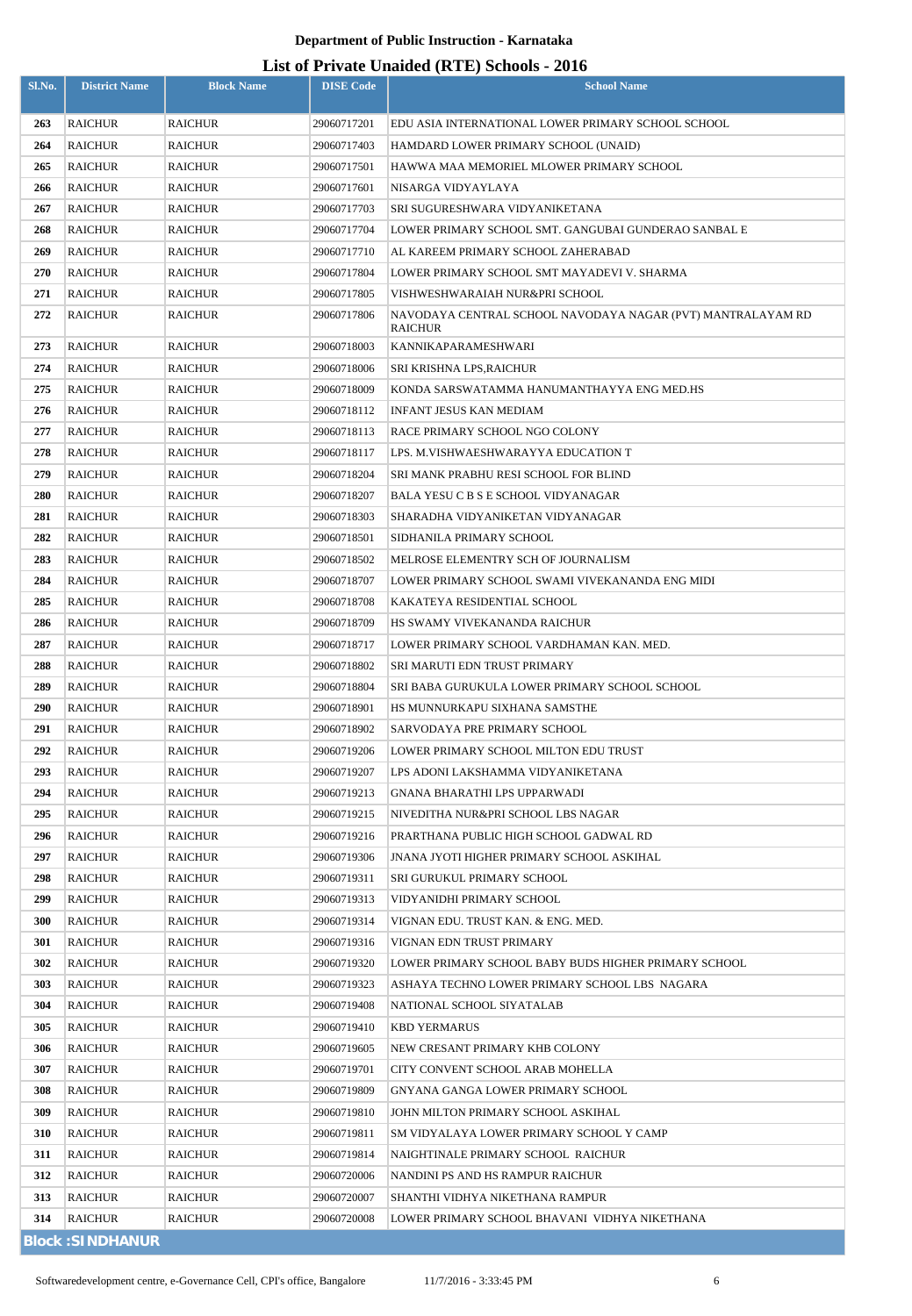**Department of Public Instruction - Karnataka**

**List of Private Unaided (RTE) Schools - 2016**

| Sl.No. | District Name | Block Name | DISE Code | School Name |
|---|---|---|---|---|
| 263 | RAICHUR | RAICHUR | 29060717201 | EDU ASIA INTERNATIONAL LOWER PRIMARY SCHOOL SCHOOL |
| 264 | RAICHUR | RAICHUR | 29060717403 | HAMDARD LOWER PRIMARY SCHOOL (UNAID) |
| 265 | RAICHUR | RAICHUR | 29060717501 | HAWWA MAA MEMORIEL MLOWER PRIMARY SCHOOL |
| 266 | RAICHUR | RAICHUR | 29060717601 | NISARGA VIDYAYLAYA |
| 267 | RAICHUR | RAICHUR | 29060717703 | SRI SUGURESHWARA VIDYANIKETANA |
| 268 | RAICHUR | RAICHUR | 29060717704 | LOWER PRIMARY SCHOOL SMT. GANGUBAI GUNDERAO SANBAL E |
| 269 | RAICHUR | RAICHUR | 29060717710 | AL KAREEM PRIMARY SCHOOL ZAHERABAD |
| 270 | RAICHUR | RAICHUR | 29060717804 | LOWER PRIMARY SCHOOL SMT MAYADEVI V. SHARMA |
| 271 | RAICHUR | RAICHUR | 29060717805 | VISHWESHWARAIAH NUR&PRI SCHOOL |
| 272 | RAICHUR | RAICHUR | 29060717806 | NAVODAYA CENTRAL SCHOOL NAVODAYA NAGAR (PVT) MANTRALAYAM RD RAICHUR |
| 273 | RAICHUR | RAICHUR | 29060718003 | KANNIKAPARAMESHWARI |
| 274 | RAICHUR | RAICHUR | 29060718006 | SRI KRISHNA LPS,RAICHUR |
| 275 | RAICHUR | RAICHUR | 29060718009 | KONDA SARSWATAMMA HANUMANTHAYYA ENG MED.HS |
| 276 | RAICHUR | RAICHUR | 29060718112 | INFANT JESUS KAN MEDIAM |
| 277 | RAICHUR | RAICHUR | 29060718113 | RACE PRIMARY SCHOOL NGO COLONY |
| 278 | RAICHUR | RAICHUR | 29060718117 | LPS. M.VISHWAESHWARAYYA EDUCATION T |
| 279 | RAICHUR | RAICHUR | 29060718204 | SRI MANK PRABHU RESI SCHOOL FOR BLIND |
| 280 | RAICHUR | RAICHUR | 29060718207 | BALA YESU C B S E SCHOOL VIDYANAGAR |
| 281 | RAICHUR | RAICHUR | 29060718303 | SHARADHA VIDYANIKETAN VIDYANAGAR |
| 282 | RAICHUR | RAICHUR | 29060718501 | SIDHANILA PRIMARY SCHOOL |
| 283 | RAICHUR | RAICHUR | 29060718502 | MELROSE ELEMENTRY SCH OF JOURNALISM |
| 284 | RAICHUR | RAICHUR | 29060718707 | LOWER PRIMARY SCHOOL SWAMI VIVEKANANDA ENG MIDI |
| 285 | RAICHUR | RAICHUR | 29060718708 | KAKATEYA RESIDENTIAL SCHOOL |
| 286 | RAICHUR | RAICHUR | 29060718709 | HS SWAMY VIVEKANANDA RAICHUR |
| 287 | RAICHUR | RAICHUR | 29060718717 | LOWER PRIMARY SCHOOL VARDHAMAN KAN. MED. |
| 288 | RAICHUR | RAICHUR | 29060718802 | SRI MARUTI EDN TRUST PRIMARY |
| 289 | RAICHUR | RAICHUR | 29060718804 | SRI BABA GURUKULA LOWER PRIMARY SCHOOL SCHOOL |
| 290 | RAICHUR | RAICHUR | 29060718901 | HS MUNNURKAPU SIXHANA SAMSTHE |
| 291 | RAICHUR | RAICHUR | 29060718902 | SARVODAYA PRE PRIMARY SCHOOL |
| 292 | RAICHUR | RAICHUR | 29060719206 | LOWER PRIMARY SCHOOL MILTON EDU TRUST |
| 293 | RAICHUR | RAICHUR | 29060719207 | LPS ADONI LAKSHAMMA VIDYANIKETANA |
| 294 | RAICHUR | RAICHUR | 29060719213 | GNANA BHARATHI LPS UPPARWADI |
| 295 | RAICHUR | RAICHUR | 29060719215 | NIVEDITHA NUR&PRI SCHOOL LBS NAGAR |
| 296 | RAICHUR | RAICHUR | 29060719216 | PRARTHANA PUBLIC HIGH SCHOOL GADWAL RD |
| 297 | RAICHUR | RAICHUR | 29060719306 | JNANA JYOTI HIGHER PRIMARY SCHOOL ASKIHAL |
| 298 | RAICHUR | RAICHUR | 29060719311 | SRI GURUKUL PRIMARY SCHOOL |
| 299 | RAICHUR | RAICHUR | 29060719313 | VIDYANIDHI PRIMARY SCHOOL |
| 300 | RAICHUR | RAICHUR | 29060719314 | VIGNAN EDU. TRUST KAN. & ENG. MED. |
| 301 | RAICHUR | RAICHUR | 29060719316 | VIGNAN EDN TRUST PRIMARY |
| 302 | RAICHUR | RAICHUR | 29060719320 | LOWER PRIMARY SCHOOL BABY BUDS HIGHER PRIMARY SCHOOL |
| 303 | RAICHUR | RAICHUR | 29060719323 | ASHAYA TECHNO LOWER PRIMARY SCHOOL LBS NAGARA |
| 304 | RAICHUR | RAICHUR | 29060719408 | NATIONAL SCHOOL SIYATALAB |
| 305 | RAICHUR | RAICHUR | 29060719410 | KBD YERMARUS |
| 306 | RAICHUR | RAICHUR | 29060719605 | NEW CRESANT PRIMARY KHB COLONY |
| 307 | RAICHUR | RAICHUR | 29060719701 | CITY CONVENT SCHOOL ARAB MOHELLA |
| 308 | RAICHUR | RAICHUR | 29060719809 | GNYANA GANGA LOWER PRIMARY SCHOOL |
| 309 | RAICHUR | RAICHUR | 29060719810 | JOHN MILTON PRIMARY SCHOOL ASKIHAL |
| 310 | RAICHUR | RAICHUR | 29060719811 | SM VIDYALAYA LOWER PRIMARY SCHOOL Y CAMP |
| 311 | RAICHUR | RAICHUR | 29060719814 | NAIGHTINALE PRIMARY SCHOOL RAICHUR |
| 312 | RAICHUR | RAICHUR | 29060720006 | NANDINI PS AND HS RAMPUR RAICHUR |
| 313 | RAICHUR | RAICHUR | 29060720007 | SHANTHI VIDHYA NIKETHANA RAMPUR |
| 314 | RAICHUR | RAICHUR | 29060720008 | LOWER PRIMARY SCHOOL BHAVANI VIDHYA NIKETHANA |

**Block :SINDHANUR**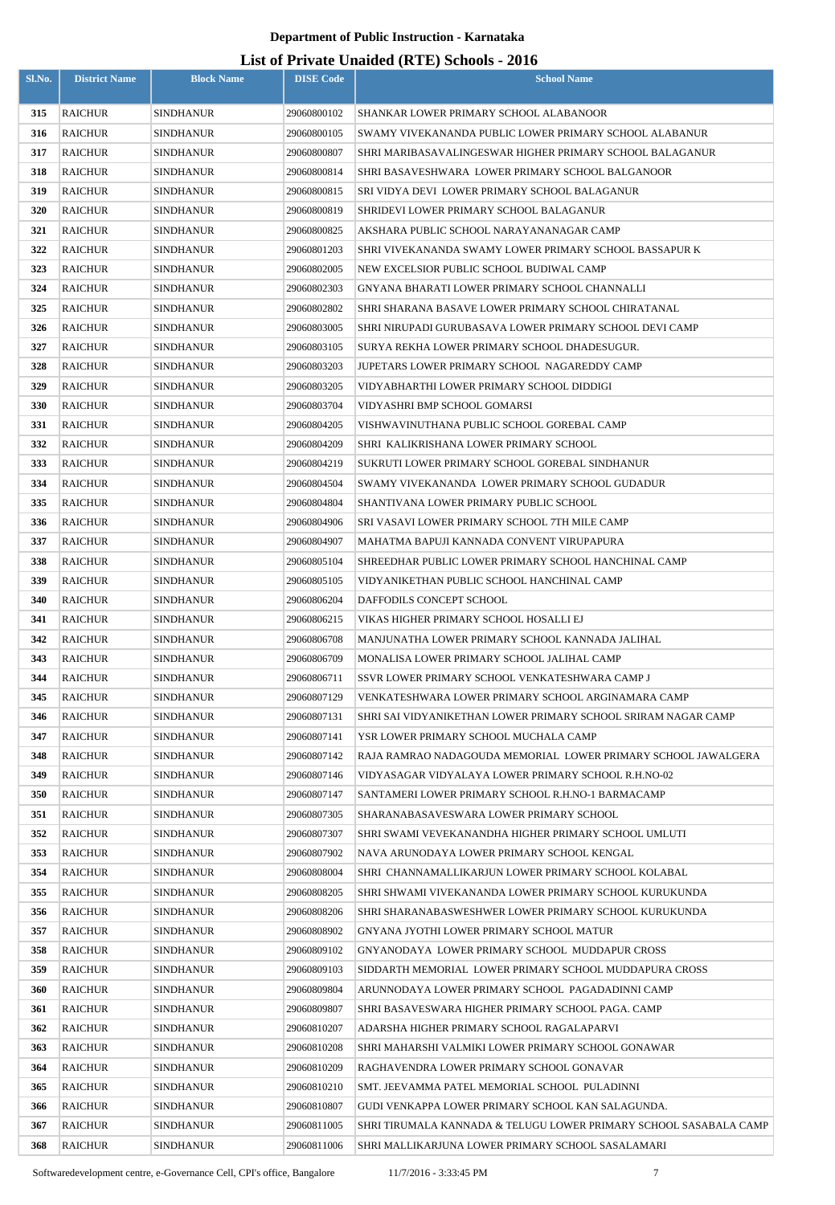**Department of Public Instruction - Karnataka**

# List of Private Unaided (RTE) Schools - 2016

| Sl.No. | District Name | Block Name | DISE Code | School Name |
|---|---|---|---|---|
| 315 | RAICHUR | SINDHANUR | 29060800102 | SHANKAR LOWER PRIMARY SCHOOL ALABANOOR |
| 316 | RAICHUR | SINDHANUR | 29060800105 | SWAMY VIVEKANANDA PUBLIC LOWER PRIMARY SCHOOL ALABANUR |
| 317 | RAICHUR | SINDHANUR | 29060800807 | SHRI MARIBASAVALINGESWAR HIGHER PRIMARY SCHOOL BALAGANUR |
| 318 | RAICHUR | SINDHANUR | 29060800814 | SHRI BASAVESHWARA LOWER PRIMARY SCHOOL BALGANOOR |
| 319 | RAICHUR | SINDHANUR | 29060800815 | SRI VIDYA DEVI LOWER PRIMARY SCHOOL BALAGANUR |
| 320 | RAICHUR | SINDHANUR | 29060800819 | SHRIDEVI LOWER PRIMARY SCHOOL BALAGANUR |
| 321 | RAICHUR | SINDHANUR | 29060800825 | AKSHARA PUBLIC SCHOOL NARAYANANAGAR CAMP |
| 322 | RAICHUR | SINDHANUR | 29060801203 | SHRI VIVEKANANDA SWAMY LOWER PRIMARY SCHOOL BASSAPUR K |
| 323 | RAICHUR | SINDHANUR | 29060802005 | NEW EXCELSIOR PUBLIC SCHOOL BUDIWAL CAMP |
| 324 | RAICHUR | SINDHANUR | 29060802303 | GNYANA BHARATI LOWER PRIMARY SCHOOL CHANNALLI |
| 325 | RAICHUR | SINDHANUR | 29060802802 | SHRI SHARANA BASAVE LOWER PRIMARY SCHOOL CHIRATANAL |
| 326 | RAICHUR | SINDHANUR | 29060803005 | SHRI NIRUPADI GURUBASAVA LOWER PRIMARY SCHOOL DEVI CAMP |
| 327 | RAICHUR | SINDHANUR | 29060803105 | SURYA REKHA LOWER PRIMARY SCHOOL DHADESUGUR. |
| 328 | RAICHUR | SINDHANUR | 29060803203 | JUPETARS LOWER PRIMARY SCHOOL NAGAREDDY CAMP |
| 329 | RAICHUR | SINDHANUR | 29060803205 | VIDYABHARTHI LOWER PRIMARY SCHOOL DIDDIGI |
| 330 | RAICHUR | SINDHANUR | 29060803704 | VIDYASHRI BMP SCHOOL GOMARSI |
| 331 | RAICHUR | SINDHANUR | 29060804205 | VISHWAVINUTHANA PUBLIC SCHOOL GOREBAL CAMP |
| 332 | RAICHUR | SINDHANUR | 29060804209 | SHRI KALIKRISHANA LOWER PRIMARY SCHOOL |
| 333 | RAICHUR | SINDHANUR | 29060804219 | SUKRUTI LOWER PRIMARY SCHOOL GOREBAL SINDHANUR |
| 334 | RAICHUR | SINDHANUR | 29060804504 | SWAMY VIVEKANANDA LOWER PRIMARY SCHOOL GUDADUR |
| 335 | RAICHUR | SINDHANUR | 29060804804 | SHANTIVANA LOWER PRIMARY PUBLIC SCHOOL |
| 336 | RAICHUR | SINDHANUR | 29060804906 | SRI VASAVI LOWER PRIMARY SCHOOL 7TH MILE CAMP |
| 337 | RAICHUR | SINDHANUR | 29060804907 | MAHATMA BAPUJI KANNADA CONVENT VIRUPAPURA |
| 338 | RAICHUR | SINDHANUR | 29060805104 | SHREEDHAR PUBLIC LOWER PRIMARY SCHOOL HANCHINAL CAMP |
| 339 | RAICHUR | SINDHANUR | 29060805105 | VIDYANIKETHAN PUBLIC SCHOOL HANCHINAL CAMP |
| 340 | RAICHUR | SINDHANUR | 29060806204 | DAFFODILS CONCEPT SCHOOL |
| 341 | RAICHUR | SINDHANUR | 29060806215 | VIKAS HIGHER PRIMARY SCHOOL HOSALLI EJ |
| 342 | RAICHUR | SINDHANUR | 29060806708 | MANJUNATHA LOWER PRIMARY SCHOOL KANNADA JALIHAL |
| 343 | RAICHUR | SINDHANUR | 29060806709 | MONALISA LOWER PRIMARY SCHOOL JALIHAL CAMP |
| 344 | RAICHUR | SINDHANUR | 29060806711 | SSVR LOWER PRIMARY SCHOOL VENKATESHWARA CAMP J |
| 345 | RAICHUR | SINDHANUR | 29060807129 | VENKATESHWARA LOWER PRIMARY SCHOOL ARGINAMARA CAMP |
| 346 | RAICHUR | SINDHANUR | 29060807131 | SHRI SAI VIDYANIKETHAN LOWER PRIMARY SCHOOL SRIRAM NAGAR CAMP |
| 347 | RAICHUR | SINDHANUR | 29060807141 | YSR LOWER PRIMARY SCHOOL MUCHALA CAMP |
| 348 | RAICHUR | SINDHANUR | 29060807142 | RAJA RAMRAO NADAGOUDA MEMORIAL LOWER PRIMARY SCHOOL JAWALGERA |
| 349 | RAICHUR | SINDHANUR | 29060807146 | VIDYASAGAR VIDYALAYA LOWER PRIMARY SCHOOL R.H.NO-02 |
| 350 | RAICHUR | SINDHANUR | 29060807147 | SANTAMERI LOWER PRIMARY SCHOOL R.H.NO-1 BARMACAMP |
| 351 | RAICHUR | SINDHANUR | 29060807305 | SHARANABASAVESWARA LOWER PRIMARY SCHOOL |
| 352 | RAICHUR | SINDHANUR | 29060807307 | SHRI SWAMI VEVEKANANDHA HIGHER PRIMARY SCHOOL UMLUTI |
| 353 | RAICHUR | SINDHANUR | 29060807902 | NAVA ARUNODAYA LOWER PRIMARY SCHOOL KENGAL |
| 354 | RAICHUR | SINDHANUR | 29060808004 | SHRI CHANNAMALLIKARJUN LOWER PRIMARY SCHOOL KOLABAL |
| 355 | RAICHUR | SINDHANUR | 29060808205 | SHRI SHWAMI VIVEKANANDA LOWER PRIMARY SCHOOL KURUKUNDA |
| 356 | RAICHUR | SINDHANUR | 29060808206 | SHRI SHARANABASWESHWER LOWER PRIMARY SCHOOL KURUKUNDA |
| 357 | RAICHUR | SINDHANUR | 29060808902 | GNYANA JYOTHI LOWER PRIMARY SCHOOL MATUR |
| 358 | RAICHUR | SINDHANUR | 29060809102 | GNYANODAYA LOWER PRIMARY SCHOOL MUDDAPUR CROSS |
| 359 | RAICHUR | SINDHANUR | 29060809103 | SIDDARTH MEMORIAL LOWER PRIMARY SCHOOL MUDDAPURA CROSS |
| 360 | RAICHUR | SINDHANUR | 29060809804 | ARUNNODAYA LOWER PRIMARY SCHOOL PAGADADINNI CAMP |
| 361 | RAICHUR | SINDHANUR | 29060809807 | SHRI BASAVESWARA HIGHER PRIMARY SCHOOL PAGA. CAMP |
| 362 | RAICHUR | SINDHANUR | 29060810207 | ADARSHA HIGHER PRIMARY SCHOOL RAGALAPARVI |
| 363 | RAICHUR | SINDHANUR | 29060810208 | SHRI MAHARSHI VALMIKI LOWER PRIMARY SCHOOL GONAWAR |
| 364 | RAICHUR | SINDHANUR | 29060810209 | RAGHAVENDRA LOWER PRIMARY SCHOOL GONAVAR |
| 365 | RAICHUR | SINDHANUR | 29060810210 | SMT. JEEVAMMA PATEL MEMORIAL SCHOOL PULADINNI |
| 366 | RAICHUR | SINDHANUR | 29060810807 | GUDI VENKAPPA LOWER PRIMARY SCHOOL KAN SALAGUNDA. |
| 367 | RAICHUR | SINDHANUR | 29060811005 | SHRI TIRUMALA KANNADA & TELUGU LOWER PRIMARY SCHOOL SASABALA CAMP |
| 368 | RAICHUR | SINDHANUR | 29060811006 | SHRI MALLIKARJUNA LOWER PRIMARY SCHOOL SASALAMARI |

Softwaredevelopment centre, e-Governance Cell, CPI's office, Bangalore 11/7/2016 - 3:33:45 PM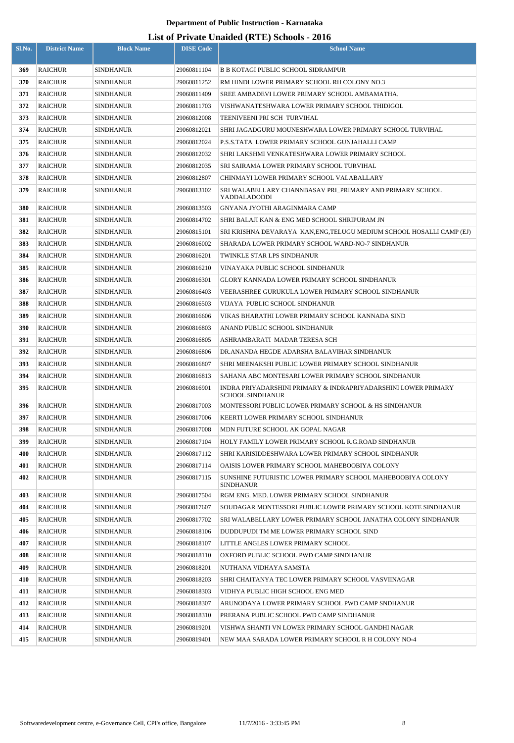# Department of Public Instruction - Karnataka

## List of Private Unaided (RTE) Schools - 2016

| Sl.No. | District Name | Block Name | DISE Code | School Name |
|---|---|---|---|---|
| 369 | RAICHUR | SINDHANUR | 29060811104 | B B KOTAGI PUBLIC SCHOOL SIDRAMPUR |
| 370 | RAICHUR | SINDHANUR | 29060811252 | RM HINDI LOWER PRIMARY SCHOOL RH COLONY NO.3 |
| 371 | RAICHUR | SINDHANUR | 29060811409 | SREE AMBADEVI LOWER PRIMARY SCHOOL AMBAMATHA. |
| 372 | RAICHUR | SINDHANUR | 29060811703 | VISHWANATESHWARA LOWER PRIMARY SCHOOL THIDIGOL |
| 373 | RAICHUR | SINDHANUR | 29060812008 | TEENIVEENI PRI SCH TURVIHAL |
| 374 | RAICHUR | SINDHANUR | 29060812021 | SHRI JAGADGURU MOUNESHWARA LOWER PRIMARY SCHOOL TURVIHAL |
| 375 | RAICHUR | SINDHANUR | 29060812024 | P.S.S.TATA LOWER PRIMARY SCHOOL GUNJAHALLI CAMP |
| 376 | RAICHUR | SINDHANUR | 29060812032 | SHRI LAKSHMI VENKATESHWARA LOWER PRIMARY SCHOOL |
| 377 | RAICHUR | SINDHANUR | 29060812035 | SRI SAIRAMA LOWER PRIMARY SCHOOL TURVIHAL |
| 378 | RAICHUR | SINDHANUR | 29060812807 | CHINMAYI LOWER PRIMARY SCHOOL VALABALLARY |
| 379 | RAICHUR | SINDHANUR | 29060813102 | SRI WALABELLARY CHANNBASAV PRI_PRIMARY AND PRIMARY SCHOOL YADDALADODDI |
| 380 | RAICHUR | SINDHANUR | 29060813503 | GNYANA JYOTHI ARAGINMARA CAMP |
| 381 | RAICHUR | SINDHANUR | 29060814702 | SHRI BALAJI KAN & ENG MED SCHOOL SHRIPURAM JN |
| 382 | RAICHUR | SINDHANUR | 29060815101 | SRI KRISHNA DEVARAYA KAN,ENG,TELUGU MEDIUM SCHOOL HOSALLI CAMP (EJ) |
| 383 | RAICHUR | SINDHANUR | 29060816002 | SHARADA LOWER PRIMARY SCHOOL WARD-NO-7 SINDHANUR |
| 384 | RAICHUR | SINDHANUR | 29060816201 | TWINKLE STAR LPS SINDHANUR |
| 385 | RAICHUR | SINDHANUR | 29060816210 | VINAYAKA PUBLIC SCHOOL SINDHANUR |
| 386 | RAICHUR | SINDHANUR | 29060816301 | GLORY KANNADA LOWER PRIMARY SCHOOL SINDHANUR |
| 387 | RAICHUR | SINDHANUR | 29060816403 | VEERASHREE GURUKULA LOWER PRIMARY SCHOOL SINDHANUR |
| 388 | RAICHUR | SINDHANUR | 29060816503 | VIJAYA PUBLIC SCHOOL SINDHANUR |
| 389 | RAICHUR | SINDHANUR | 29060816606 | VIKAS BHARATHI LOWER PRIMARY SCHOOL KANNADA SIND |
| 390 | RAICHUR | SINDHANUR | 29060816803 | ANAND PUBLIC SCHOOL SINDHANUR |
| 391 | RAICHUR | SINDHANUR | 29060816805 | ASHRAMBARATI MADAR TERESA SCH |
| 392 | RAICHUR | SINDHANUR | 29060816806 | DR.ANANDA HEGDE ADARSHA BALAVIHAR SINDHANUR |
| 393 | RAICHUR | SINDHANUR | 29060816807 | SHRI MEENAKSHI PUBLIC LOWER PRIMARY SCHOOL SINDHANUR |
| 394 | RAICHUR | SINDHANUR | 29060816813 | SAHANA ABC MONTESARI LOWER PRIMARY SCHOOL SINDHANUR |
| 395 | RAICHUR | SINDHANUR | 29060816901 | INDRA PRIYADARSHINI PRIMARY & INDRAPRIYADARSHINI LOWER PRIMARY SCHOOL SINDHANUR |
| 396 | RAICHUR | SINDHANUR | 29060817003 | MONTESSORI PUBLIC LOWER PRIMARY SCHOOL & HS SINDHANUR |
| 397 | RAICHUR | SINDHANUR | 29060817006 | KEERTI LOWER PRIMARY SCHOOL SINDHANUR |
| 398 | RAICHUR | SINDHANUR | 29060817008 | MDN FUTURE SCHOOL AK GOPAL NAGAR |
| 399 | RAICHUR | SINDHANUR | 29060817104 | HOLY FAMILY LOWER PRIMARY SCHOOL R.G.ROAD SINDHANUR |
| 400 | RAICHUR | SINDHANUR | 29060817112 | SHRI KARISIDDESHWARA LOWER PRIMARY SCHOOL SINDHANUR |
| 401 | RAICHUR | SINDHANUR | 29060817114 | OAISIS LOWER PRIMARY SCHOOL MAHEBOOBIYA COLONY |
| 402 | RAICHUR | SINDHANUR | 29060817115 | SUNSHINE FUTURISTIC LOWER PRIMARY SCHOOL MAHEBOOBIYA COLONY SINDHANUR |
| 403 | RAICHUR | SINDHANUR | 29060817504 | RGM ENG. MED. LOWER PRIMARY SCHOOL SINDHANUR |
| 404 | RAICHUR | SINDHANUR | 29060817607 | SOUDAGAR MONTESSORI PUBLIC LOWER PRIMARY SCHOOL KOTE SINDHANUR |
| 405 | RAICHUR | SINDHANUR | 29060817702 | SRI WALABELLARY LOWER PRIMARY SCHOOL JANATHA COLONY SINDHANUR |
| 406 | RAICHUR | SINDHANUR | 29060818106 | DUDDUPUDI TM ME LOWER PRIMARY SCHOOL SIND |
| 407 | RAICHUR | SINDHANUR | 29060818107 | LITTLE ANGLES LOWER PRIMARY SCHOOL |
| 408 | RAICHUR | SINDHANUR | 29060818110 | OXFORD PUBLIC SCHOOL PWD CAMP SINDHANUR |
| 409 | RAICHUR | SINDHANUR | 29060818201 | NUTHANA VIDHAYA SAMSTA |
| 410 | RAICHUR | SINDHANUR | 29060818203 | SHRI CHAITANYA TEC LOWER PRIMARY SCHOOL VASVIINAGAR |
| 411 | RAICHUR | SINDHANUR | 29060818303 | VIDHYA PUBLIC HIGH SCHOOL ENG MED |
| 412 | RAICHUR | SINDHANUR | 29060818307 | ARUNODAYA LOWER PRIMARY SCHOOL PWD CAMP SNDHANUR |
| 413 | RAICHUR | SINDHANUR | 29060818310 | PRERANA PUBLIC SCHOOL PWD CAMP SINDHANUR |
| 414 | RAICHUR | SINDHANUR | 29060819201 | VISHWA SHANTI VN LOWER PRIMARY SCHOOL GANDHI NAGAR |
| 415 | RAICHUR | SINDHANUR | 29060819401 | NEW MAA SARADA LOWER PRIMARY SCHOOL R H COLONY NO-4 |

Softwaredevelopment centre, e-Governance Cell, CPI's office, Bangalore 11/7/2016 - 3:33:45 PM